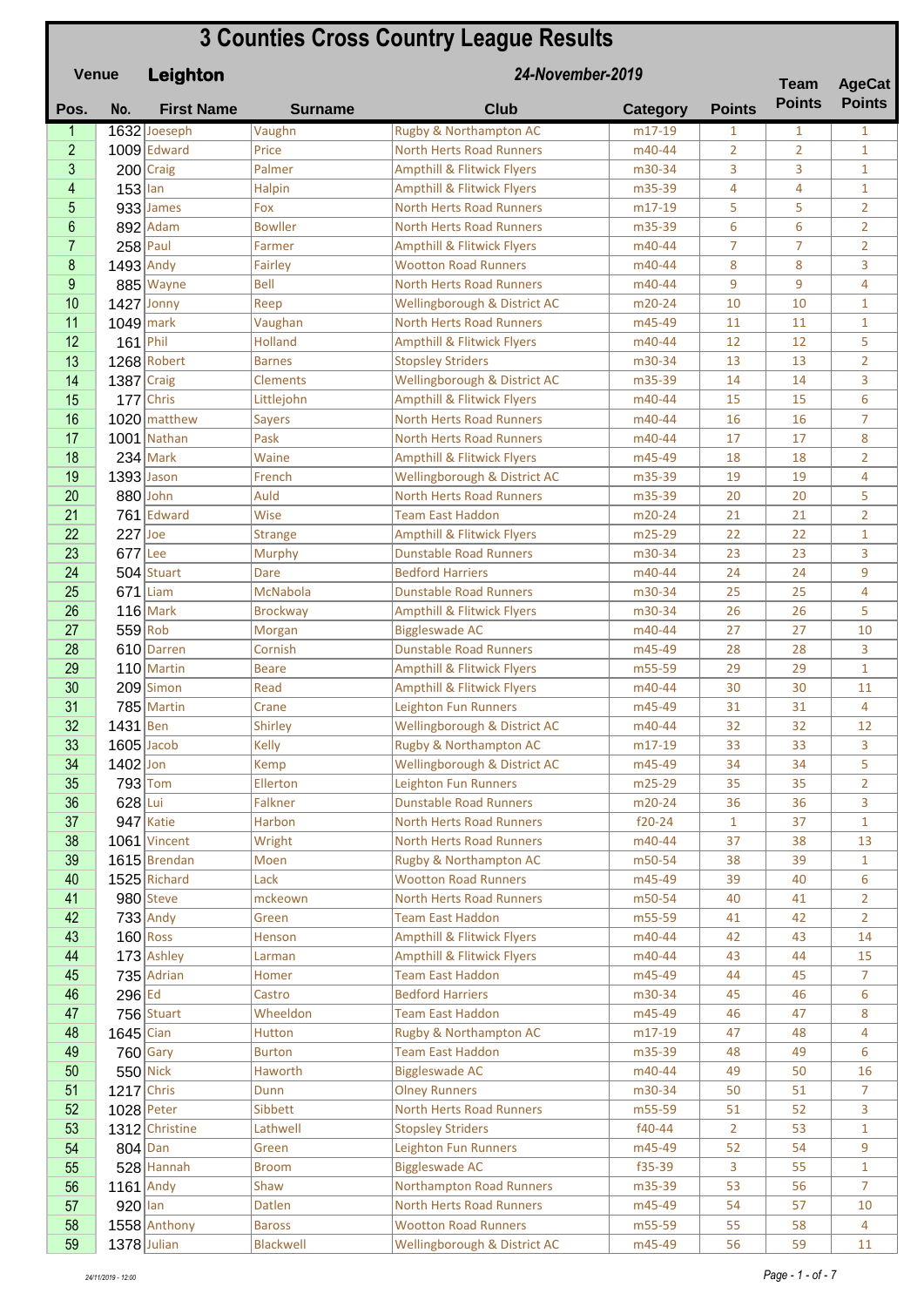# 3 Counties Cross Country League Results

**Venue** **Leighton** ***24-November-2019***

| Pos. | No. | First Name | Surname | Club | Category | Points | Team Points | AgeCat Points |
|---|---|---|---|---|---|---|---|---|
| 1 | 1632 | Joeseph | Vaughn | Rugby & Northampton AC | m17-19 | 1 | 1 | 1 |
| 2 | 1009 | Edward | Price | North Herts Road Runners | m40-44 | 2 | 2 | 1 |
| 3 | 200 | Craig | Palmer | Ampthill & Flitwick Flyers | m30-34 | 3 | 3 | 1 |
| 4 | 153 | Ian | Halpin | Ampthill & Flitwick Flyers | m35-39 | 4 | 4 | 1 |
| 5 | 933 | James | Fox | North Herts Road Runners | m17-19 | 5 | 5 | 2 |
| 6 | 892 | Adam | Bowller | North Herts Road Runners | m35-39 | 6 | 6 | 2 |
| 7 | 258 | Paul | Farmer | Ampthill & Flitwick Flyers | m40-44 | 7 | 7 | 2 |
| 8 | 1493 | Andy | Fairley | Wootton Road Runners | m40-44 | 8 | 8 | 3 |
| 9 | 885 | Wayne | Bell | North Herts Road Runners | m40-44 | 9 | 9 | 4 |
| 10 | 1427 | Jonny | Reep | Wellingborough & District AC | m20-24 | 10 | 10 | 1 |
| 11 | 1049 | mark | Vaughan | North Herts Road Runners | m45-49 | 11 | 11 | 1 |
| 12 | 161 | Phil | Holland | Ampthill & Flitwick Flyers | m40-44 | 12 | 12 | 5 |
| 13 | 1268 | Robert | Barnes | Stopsley Striders | m30-34 | 13 | 13 | 2 |
| 14 | 1387 | Craig | Clements | Wellingborough & District AC | m35-39 | 14 | 14 | 3 |
| 15 | 177 | Chris | Littlejohn | Ampthill & Flitwick Flyers | m40-44 | 15 | 15 | 6 |
| 16 | 1020 | matthew | Sayers | North Herts Road Runners | m40-44 | 16 | 16 | 7 |
| 17 | 1001 | Nathan | Pask | North Herts Road Runners | m40-44 | 17 | 17 | 8 |
| 18 | 234 | Mark | Waine | Ampthill & Flitwick Flyers | m45-49 | 18 | 18 | 2 |
| 19 | 1393 | Jason | French | Wellingborough & District AC | m35-39 | 19 | 19 | 4 |
| 20 | 880 | John | Auld | North Herts Road Runners | m35-39 | 20 | 20 | 5 |
| 21 | 761 | Edward | Wise | Team East Haddon | m20-24 | 21 | 21 | 2 |
| 22 | 227 | Joe | Strange | Ampthill & Flitwick Flyers | m25-29 | 22 | 22 | 1 |
| 23 | 677 | Lee | Murphy | Dunstable Road Runners | m30-34 | 23 | 23 | 3 |
| 24 | 504 | Stuart | Dare | Bedford Harriers | m40-44 | 24 | 24 | 9 |
| 25 | 671 | Liam | McNabola | Dunstable Road Runners | m30-34 | 25 | 25 | 4 |
| 26 | 116 | Mark | Brockway | Ampthill & Flitwick Flyers | m30-34 | 26 | 26 | 5 |
| 27 | 559 | Rob | Morgan | Biggleswade AC | m40-44 | 27 | 27 | 10 |
| 28 | 610 | Darren | Cornish | Dunstable Road Runners | m45-49 | 28 | 28 | 3 |
| 29 | 110 | Martin | Beare | Ampthill & Flitwick Flyers | m55-59 | 29 | 29 | 1 |
| 30 | 209 | Simon | Read | Ampthill & Flitwick Flyers | m40-44 | 30 | 30 | 11 |
| 31 | 785 | Martin | Crane | Leighton Fun Runners | m45-49 | 31 | 31 | 4 |
| 32 | 1431 | Ben | Shirley | Wellingborough & District AC | m40-44 | 32 | 32 | 12 |
| 33 | 1605 | Jacob | Kelly | Rugby & Northampton AC | m17-19 | 33 | 33 | 3 |
| 34 | 1402 | Jon | Kemp | Wellingborough & District AC | m45-49 | 34 | 34 | 5 |
| 35 | 793 | Tom | Ellerton | Leighton Fun Runners | m25-29 | 35 | 35 | 2 |
| 36 | 628 | Lui | Falkner | Dunstable Road Runners | m20-24 | 36 | 36 | 3 |
| 37 | 947 | Katie | Harbon | North Herts Road Runners | f20-24 | 1 | 37 | 1 |
| 38 | 1061 | Vincent | Wright | North Herts Road Runners | m40-44 | 37 | 38 | 13 |
| 39 | 1615 | Brendan | Moen | Rugby & Northampton AC | m50-54 | 38 | 39 | 1 |
| 40 | 1525 | Richard | Lack | Wootton Road Runners | m45-49 | 39 | 40 | 6 |
| 41 | 980 | Steve | mckeown | North Herts Road Runners | m50-54 | 40 | 41 | 2 |
| 42 | 733 | Andy | Green | Team East Haddon | m55-59 | 41 | 42 | 2 |
| 43 | 160 | Ross | Henson | Ampthill & Flitwick Flyers | m40-44 | 42 | 43 | 14 |
| 44 | 173 | Ashley | Larman | Ampthill & Flitwick Flyers | m40-44 | 43 | 44 | 15 |
| 45 | 735 | Adrian | Homer | Team East Haddon | m45-49 | 44 | 45 | 7 |
| 46 | 296 | Ed | Castro | Bedford Harriers | m30-34 | 45 | 46 | 6 |
| 47 | 756 | Stuart | Wheeldon | Team East Haddon | m45-49 | 46 | 47 | 8 |
| 48 | 1645 | Cian | Hutton | Rugby & Northampton AC | m17-19 | 47 | 48 | 4 |
| 49 | 760 | Gary | Burton | Team East Haddon | m35-39 | 48 | 49 | 6 |
| 50 | 550 | Nick | Haworth | Biggleswade AC | m40-44 | 49 | 50 | 16 |
| 51 | 1217 | Chris | Dunn | Olney Runners | m30-34 | 50 | 51 | 7 |
| 52 | 1028 | Peter | Sibbett | North Herts Road Runners | m55-59 | 51 | 52 | 3 |
| 53 | 1312 | Christine | Lathwell | Stopsley Striders | f40-44 | 2 | 53 | 1 |
| 54 | 804 | Dan | Green | Leighton Fun Runners | m45-49 | 52 | 54 | 9 |
| 55 | 528 | Hannah | Broom | Biggleswade AC | f35-39 | 3 | 55 | 1 |
| 56 | 1161 | Andy | Shaw | Northampton Road Runners | m35-39 | 53 | 56 | 7 |
| 57 | 920 | Ian | Datlen | North Herts Road Runners | m45-49 | 54 | 57 | 10 |
| 58 | 1558 | Anthony | Baross | Wootton Road Runners | m55-59 | 55 | 58 | 4 |
| 59 | 1378 | Julian | Blackwell | Wellingborough & District AC | m45-49 | 56 | 59 | 11 |

24/11/2019 - 12:00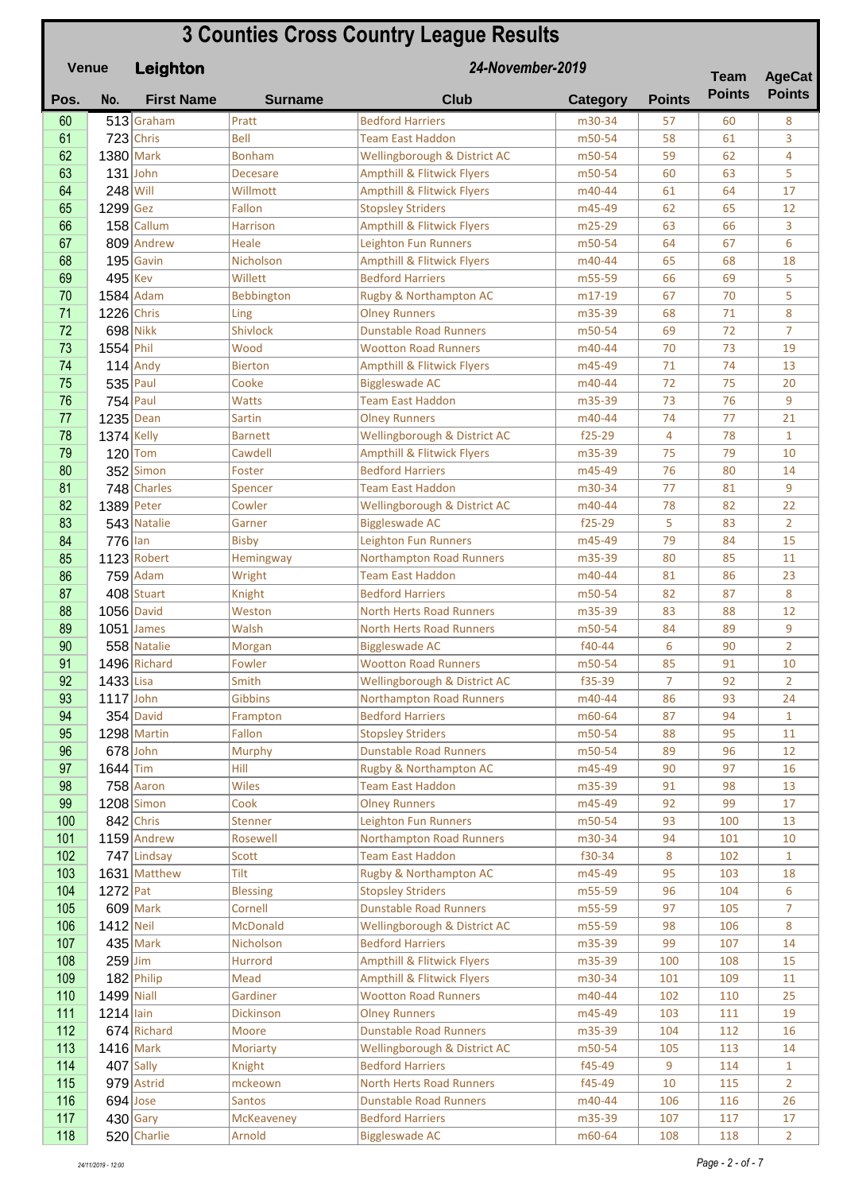# 3 Counties Cross Country League Results

**Venue** **Leighton** ***24-November-2019***

| Pos. | No. | First Name | Surname | Club | Category | Points | Team Points | AgeCat Points |
|---|---|---|---|---|---|---|---|---|
| 60 | 513 | Graham | Pratt | Bedford Harriers | m30-34 | 57 | 60 | 8 |
| 61 | 723 | Chris | Bell | Team East Haddon | m50-54 | 58 | 61 | 3 |
| 62 | 1380 | Mark | Bonham | Wellingborough & District AC | m50-54 | 59 | 62 | 4 |
| 63 | 131 | John | Decesare | Ampthill & Flitwick Flyers | m50-54 | 60 | 63 | 5 |
| 64 | 248 | Will | Willmott | Ampthill & Flitwick Flyers | m40-44 | 61 | 64 | 17 |
| 65 | 1299 | Gez | Fallon | Stopsley Striders | m45-49 | 62 | 65 | 12 |
| 66 | 158 | Callum | Harrison | Ampthill & Flitwick Flyers | m25-29 | 63 | 66 | 3 |
| 67 | 809 | Andrew | Heale | Leighton Fun Runners | m50-54 | 64 | 67 | 6 |
| 68 | 195 | Gavin | Nicholson | Ampthill & Flitwick Flyers | m40-44 | 65 | 68 | 18 |
| 69 | 495 | Kev | Willett | Bedford Harriers | m55-59 | 66 | 69 | 5 |
| 70 | 1584 | Adam | Bebbington | Rugby & Northampton AC | m17-19 | 67 | 70 | 5 |
| 71 | 1226 | Chris | Ling | Olney Runners | m35-39 | 68 | 71 | 8 |
| 72 | 698 | Nikk | Shivlock | Dunstable Road Runners | m50-54 | 69 | 72 | 7 |
| 73 | 1554 | Phil | Wood | Wootton Road Runners | m40-44 | 70 | 73 | 19 |
| 74 | 114 | Andy | Bierton | Ampthill & Flitwick Flyers | m45-49 | 71 | 74 | 13 |
| 75 | 535 | Paul | Cooke | Biggleswade AC | m40-44 | 72 | 75 | 20 |
| 76 | 754 | Paul | Watts | Team East Haddon | m35-39 | 73 | 76 | 9 |
| 77 | 1235 | Dean | Sartin | Olney Runners | m40-44 | 74 | 77 | 21 |
| 78 | 1374 | Kelly | Barnett | Wellingborough & District AC | f25-29 | 4 | 78 | 1 |
| 79 | 120 | Tom | Cawdell | Ampthill & Flitwick Flyers | m35-39 | 75 | 79 | 10 |
| 80 | 352 | Simon | Foster | Bedford Harriers | m45-49 | 76 | 80 | 14 |
| 81 | 748 | Charles | Spencer | Team East Haddon | m30-34 | 77 | 81 | 9 |
| 82 | 1389 | Peter | Cowler | Wellingborough & District AC | m40-44 | 78 | 82 | 22 |
| 83 | 543 | Natalie | Garner | Biggleswade AC | f25-29 | 5 | 83 | 2 |
| 84 | 776 | Ian | Bisby | Leighton Fun Runners | m45-49 | 79 | 84 | 15 |
| 85 | 1123 | Robert | Hemingway | Northampton Road Runners | m35-39 | 80 | 85 | 11 |
| 86 | 759 | Adam | Wright | Team East Haddon | m40-44 | 81 | 86 | 23 |
| 87 | 408 | Stuart | Knight | Bedford Harriers | m50-54 | 82 | 87 | 8 |
| 88 | 1056 | David | Weston | North Herts Road Runners | m35-39 | 83 | 88 | 12 |
| 89 | 1051 | James | Walsh | North Herts Road Runners | m50-54 | 84 | 89 | 9 |
| 90 | 558 | Natalie | Morgan | Biggleswade AC | f40-44 | 6 | 90 | 2 |
| 91 | 1496 | Richard | Fowler | Wootton Road Runners | m50-54 | 85 | 91 | 10 |
| 92 | 1433 | Lisa | Smith | Wellingborough & District AC | f35-39 | 7 | 92 | 2 |
| 93 | 1117 | John | Gibbins | Northampton Road Runners | m40-44 | 86 | 93 | 24 |
| 94 | 354 | David | Frampton | Bedford Harriers | m60-64 | 87 | 94 | 1 |
| 95 | 1298 | Martin | Fallon | Stopsley Striders | m50-54 | 88 | 95 | 11 |
| 96 | 678 | John | Murphy | Dunstable Road Runners | m50-54 | 89 | 96 | 12 |
| 97 | 1644 | Tim | Hill | Rugby & Northampton AC | m45-49 | 90 | 97 | 16 |
| 98 | 758 | Aaron | Wiles | Team East Haddon | m35-39 | 91 | 98 | 13 |
| 99 | 1208 | Simon | Cook | Olney Runners | m45-49 | 92 | 99 | 17 |
| 100 | 842 | Chris | Stenner | Leighton Fun Runners | m50-54 | 93 | 100 | 13 |
| 101 | 1159 | Andrew | Rosewell | Northampton Road Runners | m30-34 | 94 | 101 | 10 |
| 102 | 747 | Lindsay | Scott | Team East Haddon | f30-34 | 8 | 102 | 1 |
| 103 | 1631 | Matthew | Tilt | Rugby & Northampton AC | m45-49 | 95 | 103 | 18 |
| 104 | 1272 | Pat | Blessing | Stopsley Striders | m55-59 | 96 | 104 | 6 |
| 105 | 609 | Mark | Cornell | Dunstable Road Runners | m55-59 | 97 | 105 | 7 |
| 106 | 1412 | Neil | McDonald | Wellingborough & District AC | m55-59 | 98 | 106 | 8 |
| 107 | 435 | Mark | Nicholson | Bedford Harriers | m35-39 | 99 | 107 | 14 |
| 108 | 259 | Jim | Hurrord | Ampthill & Flitwick Flyers | m35-39 | 100 | 108 | 15 |
| 109 | 182 | Philip | Mead | Ampthill & Flitwick Flyers | m30-34 | 101 | 109 | 11 |
| 110 | 1499 | Niall | Gardiner | Wootton Road Runners | m40-44 | 102 | 110 | 25 |
| 111 | 1214 | Iain | Dickinson | Olney Runners | m45-49 | 103 | 111 | 19 |
| 112 | 674 | Richard | Moore | Dunstable Road Runners | m35-39 | 104 | 112 | 16 |
| 113 | 1416 | Mark | Moriarty | Wellingborough & District AC | m50-54 | 105 | 113 | 14 |
| 114 | 407 | Sally | Knight | Bedford Harriers | f45-49 | 9 | 114 | 1 |
| 115 | 979 | Astrid | mckeown | North Herts Road Runners | f45-49 | 10 | 115 | 2 |
| 116 | 694 | Jose | Santos | Dunstable Road Runners | m40-44 | 106 | 116 | 26 |
| 117 | 430 | Gary | McKeaveney | Bedford Harriers | m35-39 | 107 | 117 | 17 |
| 118 | 520 | Charlie | Arnold | Biggleswade AC | m60-64 | 108 | 118 | 2 |

24/11/2019 - 12:00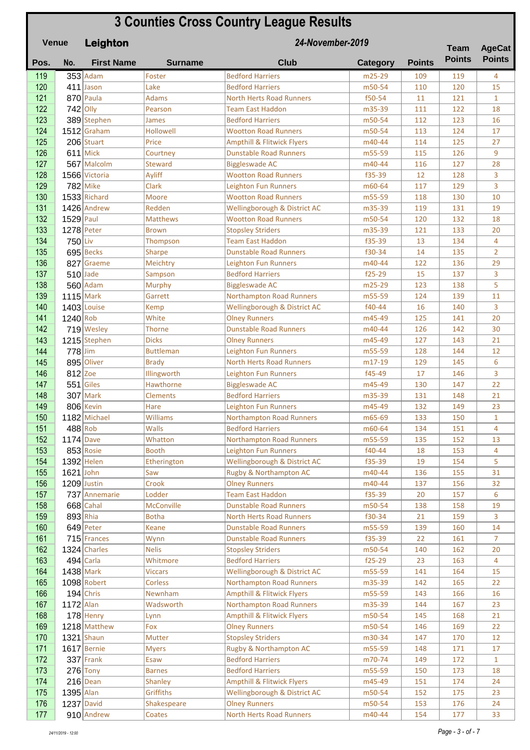# 3 Counties Cross Country League Results

**Venue** **Leighton** ***24-November-2019***

| Pos. | No. | First Name | Surname | Club | Category | Points | Team Points | AgeCat Points |
|---|---|---|---|---|---|---|---|---|
| 119 | 353 | Adam | Foster | Bedford Harriers | m25-29 | 109 | 119 | 4 |
| 120 | 411 | Jason | Lake | Bedford Harriers | m50-54 | 110 | 120 | 15 |
| 121 | 870 | Paula | Adams | North Herts Road Runners | f50-54 | 11 | 121 | 1 |
| 122 | 742 | Olly | Pearson | Team East Haddon | m35-39 | 111 | 122 | 18 |
| 123 | 389 | Stephen | James | Bedford Harriers | m50-54 | 112 | 123 | 16 |
| 124 | 1512 | Graham | Hollowell | Wootton Road Runners | m50-54 | 113 | 124 | 17 |
| 125 | 206 | Stuart | Price | Ampthill & Flitwick Flyers | m40-44 | 114 | 125 | 27 |
| 126 | 611 | Mick | Courtney | Dunstable Road Runners | m55-59 | 115 | 126 | 9 |
| 127 | 567 | Malcolm | Steward | Biggleswade AC | m40-44 | 116 | 127 | 28 |
| 128 | 1566 | Victoria | Ayliff | Wootton Road Runners | f35-39 | 12 | 128 | 3 |
| 129 | 782 | Mike | Clark | Leighton Fun Runners | m60-64 | 117 | 129 | 3 |
| 130 | 1533 | Richard | Moore | Wootton Road Runners | m55-59 | 118 | 130 | 10 |
| 131 | 1426 | Andrew | Redden | Wellingborough & District AC | m35-39 | 119 | 131 | 19 |
| 132 | 1529 | Paul | Matthews | Wootton Road Runners | m50-54 | 120 | 132 | 18 |
| 133 | 1278 | Peter | Brown | Stopsley Striders | m35-39 | 121 | 133 | 20 |
| 134 | 750 | Liv | Thompson | Team East Haddon | f35-39 | 13 | 134 | 4 |
| 135 | 695 | Becks | Sharpe | Dunstable Road Runners | f30-34 | 14 | 135 | 2 |
| 136 | 827 | Graeme | Meichtry | Leighton Fun Runners | m40-44 | 122 | 136 | 29 |
| 137 | 510 | Jade | Sampson | Bedford Harriers | f25-29 | 15 | 137 | 3 |
| 138 | 560 | Adam | Murphy | Biggleswade AC | m25-29 | 123 | 138 | 5 |
| 139 | 1115 | Mark | Garrett | Northampton Road Runners | m55-59 | 124 | 139 | 11 |
| 140 | 1403 | Louise | Kemp | Wellingborough & District AC | f40-44 | 16 | 140 | 3 |
| 141 | 1240 | Rob | White | Olney Runners | m45-49 | 125 | 141 | 20 |
| 142 | 719 | Wesley | Thorne | Dunstable Road Runners | m40-44 | 126 | 142 | 30 |
| 143 | 1215 | Stephen | Dicks | Olney Runners | m45-49 | 127 | 143 | 21 |
| 144 | 778 | Jim | Buttleman | Leighton Fun Runners | m55-59 | 128 | 144 | 12 |
| 145 | 895 | Oliver | Brady | North Herts Road Runners | m17-19 | 129 | 145 | 6 |
| 146 | 812 | Zoe | Illingworth | Leighton Fun Runners | f45-49 | 17 | 146 | 3 |
| 147 | 551 | Giles | Hawthorne | Biggleswade AC | m45-49 | 130 | 147 | 22 |
| 148 | 307 | Mark | Clements | Bedford Harriers | m35-39 | 131 | 148 | 21 |
| 149 | 806 | Kevin | Hare | Leighton Fun Runners | m45-49 | 132 | 149 | 23 |
| 150 | 1182 | Michael | Williams | Northampton Road Runners | m65-69 | 133 | 150 | 1 |
| 151 | 488 | Rob | Walls | Bedford Harriers | m60-64 | 134 | 151 | 4 |
| 152 | 1174 | Dave | Whatton | Northampton Road Runners | m55-59 | 135 | 152 | 13 |
| 153 | 853 | Rosie | Booth | Leighton Fun Runners | f40-44 | 18 | 153 | 4 |
| 154 | 1392 | Helen | Etherington | Wellingborough & District AC | f35-39 | 19 | 154 | 5 |
| 155 | 1621 | John | Saw | Rugby & Northampton AC | m40-44 | 136 | 155 | 31 |
| 156 | 1209 | Justin | Crook | Olney Runners | m40-44 | 137 | 156 | 32 |
| 157 | 737 | Annemarie | Lodder | Team East Haddon | f35-39 | 20 | 157 | 6 |
| 158 | 668 | Cahal | McConville | Dunstable Road Runners | m50-54 | 138 | 158 | 19 |
| 159 | 893 | Rhia | Botha | North Herts Road Runners | f30-34 | 21 | 159 | 3 |
| 160 | 649 | Peter | Keane | Dunstable Road Runners | m55-59 | 139 | 160 | 14 |
| 161 | 715 | Frances | Wynn | Dunstable Road Runners | f35-39 | 22 | 161 | 7 |
| 162 | 1324 | Charles | Nelis | Stopsley Striders | m50-54 | 140 | 162 | 20 |
| 163 | 494 | Carla | Whitmore | Bedford Harriers | f25-29 | 23 | 163 | 4 |
| 164 | 1438 | Mark | Viccars | Wellingborough & District AC | m55-59 | 141 | 164 | 15 |
| 165 | 1098 | Robert | Corless | Northampton Road Runners | m35-39 | 142 | 165 | 22 |
| 166 | 194 | Chris | Newnham | Ampthill & Flitwick Flyers | m55-59 | 143 | 166 | 16 |
| 167 | 1172 | Alan | Wadsworth | Northampton Road Runners | m35-39 | 144 | 167 | 23 |
| 168 | 178 | Henry | Lynn | Ampthill & Flitwick Flyers | m50-54 | 145 | 168 | 21 |
| 169 | 1218 | Matthew | Fox | Olney Runners | m50-54 | 146 | 169 | 22 |
| 170 | 1321 | Shaun | Mutter | Stopsley Striders | m30-34 | 147 | 170 | 12 |
| 171 | 1617 | Bernie | Myers | Rugby & Northampton AC | m55-59 | 148 | 171 | 17 |
| 172 | 337 | Frank | Esaw | Bedford Harriers | m70-74 | 149 | 172 | 1 |
| 173 | 276 | Tony | Barnes | Bedford Harriers | m55-59 | 150 | 173 | 18 |
| 174 | 216 | Dean | Shanley | Ampthill & Flitwick Flyers | m45-49 | 151 | 174 | 24 |
| 175 | 1395 | Alan | Griffiths | Wellingborough & District AC | m50-54 | 152 | 175 | 23 |
| 176 | 1237 | David | Shakespeare | Olney Runners | m50-54 | 153 | 176 | 24 |
| 177 | 910 | Andrew | Coates | North Herts Road Runners | m40-44 | 154 | 177 | 33 |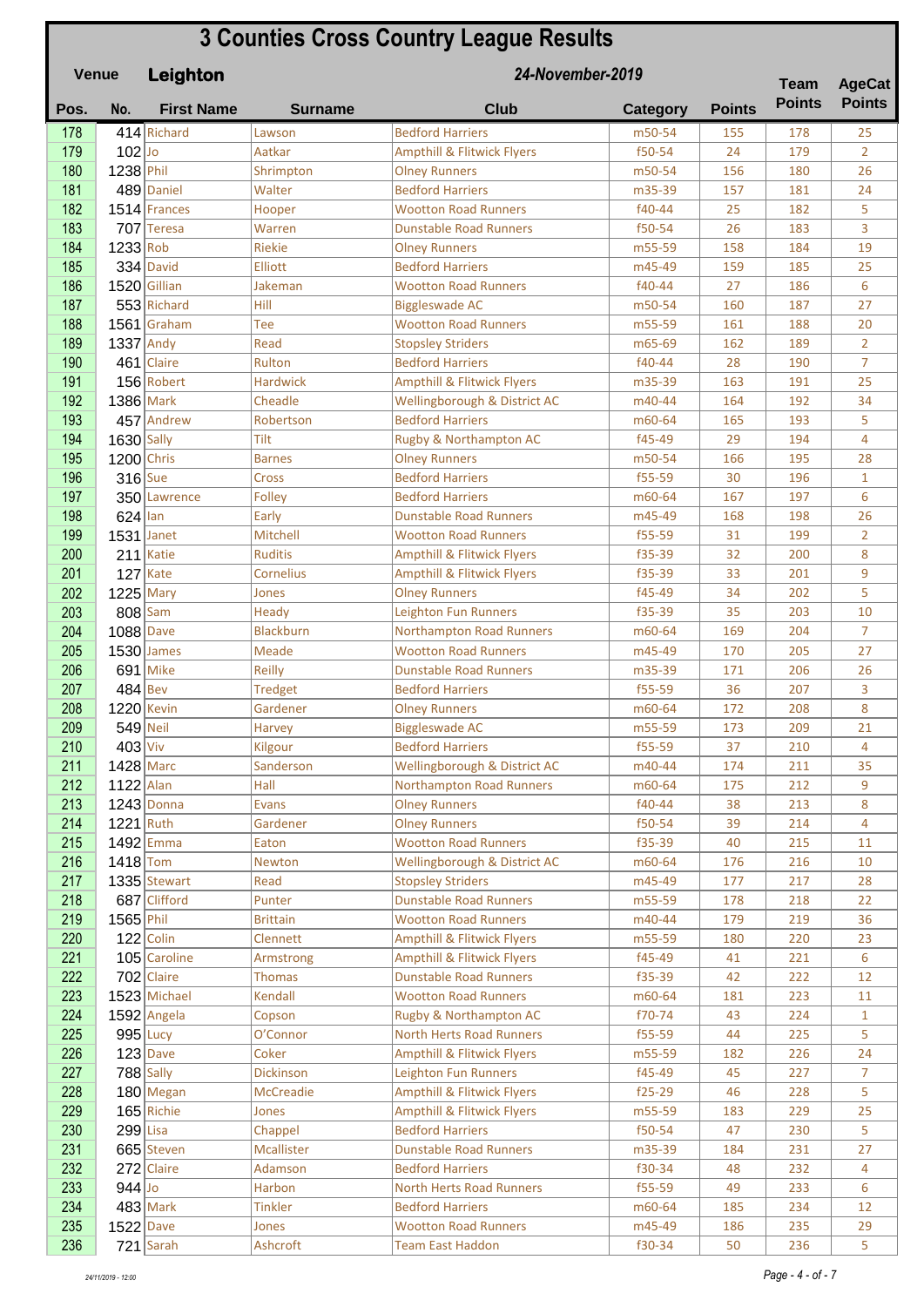# 3 Counties Cross Country League Results

**Venue** **Leighton** ***24-November-2019***

| Pos. | No. | First Name | Surname | Club | Category | Points | Team Points | AgeCat Points |
|---|---|---|---|---|---|---|---|---|
| 178 | 414 | Richard | Lawson | Bedford Harriers | m50-54 | 155 | 178 | 25 |
| 179 | 102 | Jo | Aatkar | Ampthill & Flitwick Flyers | f50-54 | 24 | 179 | 2 |
| 180 | 1238 | Phil | Shrimpton | Olney Runners | m50-54 | 156 | 180 | 26 |
| 181 | 489 | Daniel | Walter | Bedford Harriers | m35-39 | 157 | 181 | 24 |
| 182 | 1514 | Frances | Hooper | Wootton Road Runners | f40-44 | 25 | 182 | 5 |
| 183 | 707 | Teresa | Warren | Dunstable Road Runners | f50-54 | 26 | 183 | 3 |
| 184 | 1233 | Rob | Riekie | Olney Runners | m55-59 | 158 | 184 | 19 |
| 185 | 334 | David | Elliott | Bedford Harriers | m45-49 | 159 | 185 | 25 |
| 186 | 1520 | Gillian | Jakeman | Wootton Road Runners | f40-44 | 27 | 186 | 6 |
| 187 | 553 | Richard | Hill | Biggleswade AC | m50-54 | 160 | 187 | 27 |
| 188 | 1561 | Graham | Tee | Wootton Road Runners | m55-59 | 161 | 188 | 20 |
| 189 | 1337 | Andy | Read | Stopsley Striders | m65-69 | 162 | 189 | 2 |
| 190 | 461 | Claire | Rulton | Bedford Harriers | f40-44 | 28 | 190 | 7 |
| 191 | 156 | Robert | Hardwick | Ampthill & Flitwick Flyers | m35-39 | 163 | 191 | 25 |
| 192 | 1386 | Mark | Cheadle | Wellingborough & District AC | m40-44 | 164 | 192 | 34 |
| 193 | 457 | Andrew | Robertson | Bedford Harriers | m60-64 | 165 | 193 | 5 |
| 194 | 1630 | Sally | Tilt | Rugby & Northampton AC | f45-49 | 29 | 194 | 4 |
| 195 | 1200 | Chris | Barnes | Olney Runners | m50-54 | 166 | 195 | 28 |
| 196 | 316 | Sue | Cross | Bedford Harriers | f55-59 | 30 | 196 | 1 |
| 197 | 350 | Lawrence | Folley | Bedford Harriers | m60-64 | 167 | 197 | 6 |
| 198 | 624 | Ian | Early | Dunstable Road Runners | m45-49 | 168 | 198 | 26 |
| 199 | 1531 | Janet | Mitchell | Wootton Road Runners | f55-59 | 31 | 199 | 2 |
| 200 | 211 | Katie | Ruditis | Ampthill & Flitwick Flyers | f35-39 | 32 | 200 | 8 |
| 201 | 127 | Kate | Cornelius | Ampthill & Flitwick Flyers | f35-39 | 33 | 201 | 9 |
| 202 | 1225 | Mary | Jones | Olney Runners | f45-49 | 34 | 202 | 5 |
| 203 | 808 | Sam | Heady | Leighton Fun Runners | f35-39 | 35 | 203 | 10 |
| 204 | 1088 | Dave | Blackburn | Northampton Road Runners | m60-64 | 169 | 204 | 7 |
| 205 | 1530 | James | Meade | Wootton Road Runners | m45-49 | 170 | 205 | 27 |
| 206 | 691 | Mike | Reilly | Dunstable Road Runners | m35-39 | 171 | 206 | 26 |
| 207 | 484 | Bev | Tredget | Bedford Harriers | f55-59 | 36 | 207 | 3 |
| 208 | 1220 | Kevin | Gardener | Olney Runners | m60-64 | 172 | 208 | 8 |
| 209 | 549 | Neil | Harvey | Biggleswade AC | m55-59 | 173 | 209 | 21 |
| 210 | 403 | Viv | Kilgour | Bedford Harriers | f55-59 | 37 | 210 | 4 |
| 211 | 1428 | Marc | Sanderson | Wellingborough & District AC | m40-44 | 174 | 211 | 35 |
| 212 | 1122 | Alan | Hall | Northampton Road Runners | m60-64 | 175 | 212 | 9 |
| 213 | 1243 | Donna | Evans | Olney Runners | f40-44 | 38 | 213 | 8 |
| 214 | 1221 | Ruth | Gardener | Olney Runners | f50-54 | 39 | 214 | 4 |
| 215 | 1492 | Emma | Eaton | Wootton Road Runners | f35-39 | 40 | 215 | 11 |
| 216 | 1418 | Tom | Newton | Wellingborough & District AC | m60-64 | 176 | 216 | 10 |
| 217 | 1335 | Stewart | Read | Stopsley Striders | m45-49 | 177 | 217 | 28 |
| 218 | 687 | Clifford | Punter | Dunstable Road Runners | m55-59 | 178 | 218 | 22 |
| 219 | 1565 | Phil | Brittain | Wootton Road Runners | m40-44 | 179 | 219 | 36 |
| 220 | 122 | Colin | Clennett | Ampthill & Flitwick Flyers | m55-59 | 180 | 220 | 23 |
| 221 | 105 | Caroline | Armstrong | Ampthill & Flitwick Flyers | f45-49 | 41 | 221 | 6 |
| 222 | 702 | Claire | Thomas | Dunstable Road Runners | f35-39 | 42 | 222 | 12 |
| 223 | 1523 | Michael | Kendall | Wootton Road Runners | m60-64 | 181 | 223 | 11 |
| 224 | 1592 | Angela | Copson | Rugby & Northampton AC | f70-74 | 43 | 224 | 1 |
| 225 | 995 | Lucy | O'Connor | North Herts Road Runners | f55-59 | 44 | 225 | 5 |
| 226 | 123 | Dave | Coker | Ampthill & Flitwick Flyers | m55-59 | 182 | 226 | 24 |
| 227 | 788 | Sally | Dickinson | Leighton Fun Runners | f45-49 | 45 | 227 | 7 |
| 228 | 180 | Megan | McCreadie | Ampthill & Flitwick Flyers | f25-29 | 46 | 228 | 5 |
| 229 | 165 | Richie | Jones | Ampthill & Flitwick Flyers | m55-59 | 183 | 229 | 25 |
| 230 | 299 | Lisa | Chappel | Bedford Harriers | f50-54 | 47 | 230 | 5 |
| 231 | 665 | Steven | Mcallister | Dunstable Road Runners | m35-39 | 184 | 231 | 27 |
| 232 | 272 | Claire | Adamson | Bedford Harriers | f30-34 | 48 | 232 | 4 |
| 233 | 944 | Jo | Harbon | North Herts Road Runners | f55-59 | 49 | 233 | 6 |
| 234 | 483 | Mark | Tinkler | Bedford Harriers | m60-64 | 185 | 234 | 12 |
| 235 | 1522 | Dave | Jones | Wootton Road Runners | m45-49 | 186 | 235 | 29 |
| 236 | 721 | Sarah | Ashcroft | Team East Haddon | f30-34 | 50 | 236 | 5 |

24/11/2019 - 12:00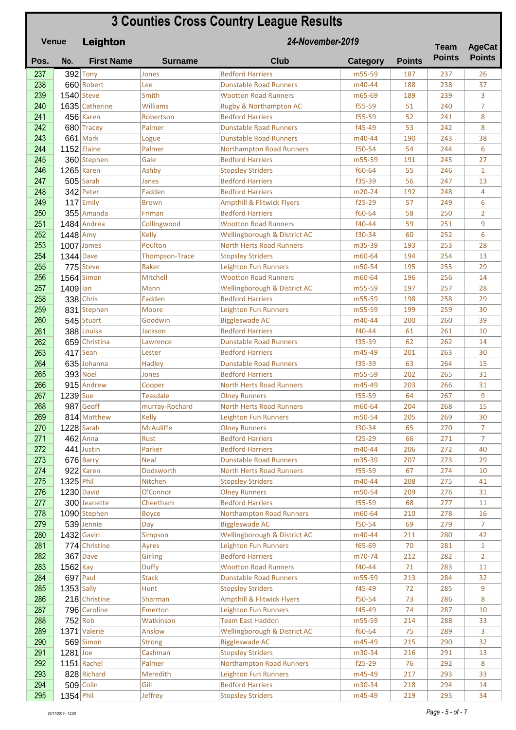# 3 Counties Cross Country League Results

**Venue** **Leighton** ***24-November-2019***

| Pos. | No. | First Name | Surname | Club | Category | Points | Team Points | AgeCat Points |
|---|---|---|---|---|---|---|---|---|
| 237 | 392 | Tony | Jones | Bedford Harriers | m55-59 | 187 | 237 | 26 |
| 238 | 660 | Robert | Lee | Dunstable Road Runners | m40-44 | 188 | 238 | 37 |
| 239 | 1540 | Steve | Smith | Wootton Road Runners | m65-69 | 189 | 239 | 3 |
| 240 | 1635 | Catherine | Williams | Rugby & Northampton AC | f55-59 | 51 | 240 | 7 |
| 241 | 456 | Karen | Robertson | Bedford Harriers | f55-59 | 52 | 241 | 8 |
| 242 | 680 | Tracey | Palmer | Dunstable Road Runners | f45-49 | 53 | 242 | 8 |
| 243 | 661 | Mark | Logue | Dunstable Road Runners | m40-44 | 190 | 243 | 38 |
| 244 | 1152 | Elaine | Palmer | Northampton Road Runners | f50-54 | 54 | 244 | 6 |
| 245 | 360 | Stephen | Gale | Bedford Harriers | m55-59 | 191 | 245 | 27 |
| 246 | 1265 | Karen | Ashby | Stopsley Striders | f60-64 | 55 | 246 | 1 |
| 247 | 505 | Sarah | Janes | Bedford Harriers | f35-39 | 56 | 247 | 13 |
| 248 | 342 | Peter | Fadden | Bedford Harriers | m20-24 | 192 | 248 | 4 |
| 249 | 117 | Emily | Brown | Ampthill & Flitwick Flyers | f25-29 | 57 | 249 | 6 |
| 250 | 355 | Amanda | Friman | Bedford Harriers | f60-64 | 58 | 250 | 2 |
| 251 | 1484 | Andrea | Collingwood | Wootton Road Runners | f40-44 | 59 | 251 | 9 |
| 252 | 1448 | Amy | Kelly | Wellingborough & District AC | f30-34 | 60 | 252 | 6 |
| 253 | 1007 | James | Poulton | North Herts Road Runners | m35-39 | 193 | 253 | 28 |
| 254 | 1344 | Dave | Thompson-Trace | Stopsley Striders | m60-64 | 194 | 254 | 13 |
| 255 | 775 | Steve | Baker | Leighton Fun Runners | m50-54 | 195 | 255 | 29 |
| 256 | 1564 | Simon | Mitchell | Wootton Road Runners | m60-64 | 196 | 256 | 14 |
| 257 | 1409 | Ian | Mann | Wellingborough & District AC | m55-59 | 197 | 257 | 28 |
| 258 | 338 | Chris | Fadden | Bedford Harriers | m55-59 | 198 | 258 | 29 |
| 259 | 831 | Stephen | Moore | Leighton Fun Runners | m55-59 | 199 | 259 | 30 |
| 260 | 545 | Stuart | Goodwin | Biggleswade AC | m40-44 | 200 | 260 | 39 |
| 261 | 388 | Louisa | Jackson | Bedford Harriers | f40-44 | 61 | 261 | 10 |
| 262 | 659 | Christina | Lawrence | Dunstable Road Runners | f35-39 | 62 | 262 | 14 |
| 263 | 417 | Sean | Lester | Bedford Harriers | m45-49 | 201 | 263 | 30 |
| 264 | 635 | Johanna | Hadley | Dunstable Road Runners | f35-39 | 63 | 264 | 15 |
| 265 | 393 | Noel | Jones | Bedford Harriers | m55-59 | 202 | 265 | 31 |
| 266 | 915 | Andrew | Cooper | North Herts Road Runners | m45-49 | 203 | 266 | 31 |
| 267 | 1239 | Sue | Teasdale | Olney Runners | f55-59 | 64 | 267 | 9 |
| 268 | 987 | Geoff | murray-Rochard | North Herts Road Runners | m60-64 | 204 | 268 | 15 |
| 269 | 814 | Matthew | Kelly | Leighton Fun Runners | m50-54 | 205 | 269 | 30 |
| 270 | 1228 | Sarah | McAuliffe | Olney Runners | f30-34 | 65 | 270 | 7 |
| 271 | 462 | Anna | Rust | Bedford Harriers | f25-29 | 66 | 271 | 7 |
| 272 | 441 | Justin | Parker | Bedford Harriers | m40-44 | 206 | 272 | 40 |
| 273 | 676 | Barry | Neal | Dunstable Road Runners | m35-39 | 207 | 273 | 29 |
| 274 | 922 | Karen | Dodsworth | North Herts Road Runners | f55-59 | 67 | 274 | 10 |
| 275 | 1325 | Phil | Nitchen | Stopsley Striders | m40-44 | 208 | 275 | 41 |
| 276 | 1230 | David | O'Connor | Olney Runners | m50-54 | 209 | 276 | 31 |
| 277 | 300 | Jeanette | Cheetham | Bedford Harriers | f55-59 | 68 | 277 | 11 |
| 278 | 1090 | Stephen | Boyce | Northampton Road Runners | m60-64 | 210 | 278 | 16 |
| 279 | 539 | Jennie | Day | Biggleswade AC | f50-54 | 69 | 279 | 7 |
| 280 | 1432 | Gavin | Simpson | Wellingborough & District AC | m40-44 | 211 | 280 | 42 |
| 281 | 774 | Christine | Ayres | Leighton Fun Runners | f65-69 | 70 | 281 | 1 |
| 282 | 367 | Dave | Girling | Bedford Harriers | m70-74 | 212 | 282 | 2 |
| 283 | 1562 | Kay | Duffy | Wootton Road Runners | f40-44 | 71 | 283 | 11 |
| 284 | 697 | Paul | Stack | Dunstable Road Runners | m55-59 | 213 | 284 | 32 |
| 285 | 1353 | Sally | Hunt | Stopsley Striders | f45-49 | 72 | 285 | 9 |
| 286 | 218 | Christine | Sharman | Ampthill & Flitwick Flyers | f50-54 | 73 | 286 | 8 |
| 287 | 796 | Caroline | Emerton | Leighton Fun Runners | f45-49 | 74 | 287 | 10 |
| 288 | 752 | Rob | Watkinson | Team East Haddon | m55-59 | 214 | 288 | 33 |
| 289 | 1371 | Valerie | Anslow | Wellingborough & District AC | f60-64 | 75 | 289 | 3 |
| 290 | 569 | Simon | Strong | Biggleswade AC | m45-49 | 215 | 290 | 32 |
| 291 | 1281 | Joe | Cashman | Stopsley Striders | m30-34 | 216 | 291 | 13 |
| 292 | 1151 | Rachel | Palmer | Northampton Road Runners | f25-29 | 76 | 292 | 8 |
| 293 | 828 | Richard | Meredith | Leighton Fun Runners | m45-49 | 217 | 293 | 33 |
| 294 | 509 | Colin | Gill | Bedford Harriers | m30-34 | 218 | 294 | 14 |
| 295 | 1354 | Phil | Jeffrey | Stopsley Striders | m45-49 | 219 | 295 | 34 |

24/11/2019 - 12:00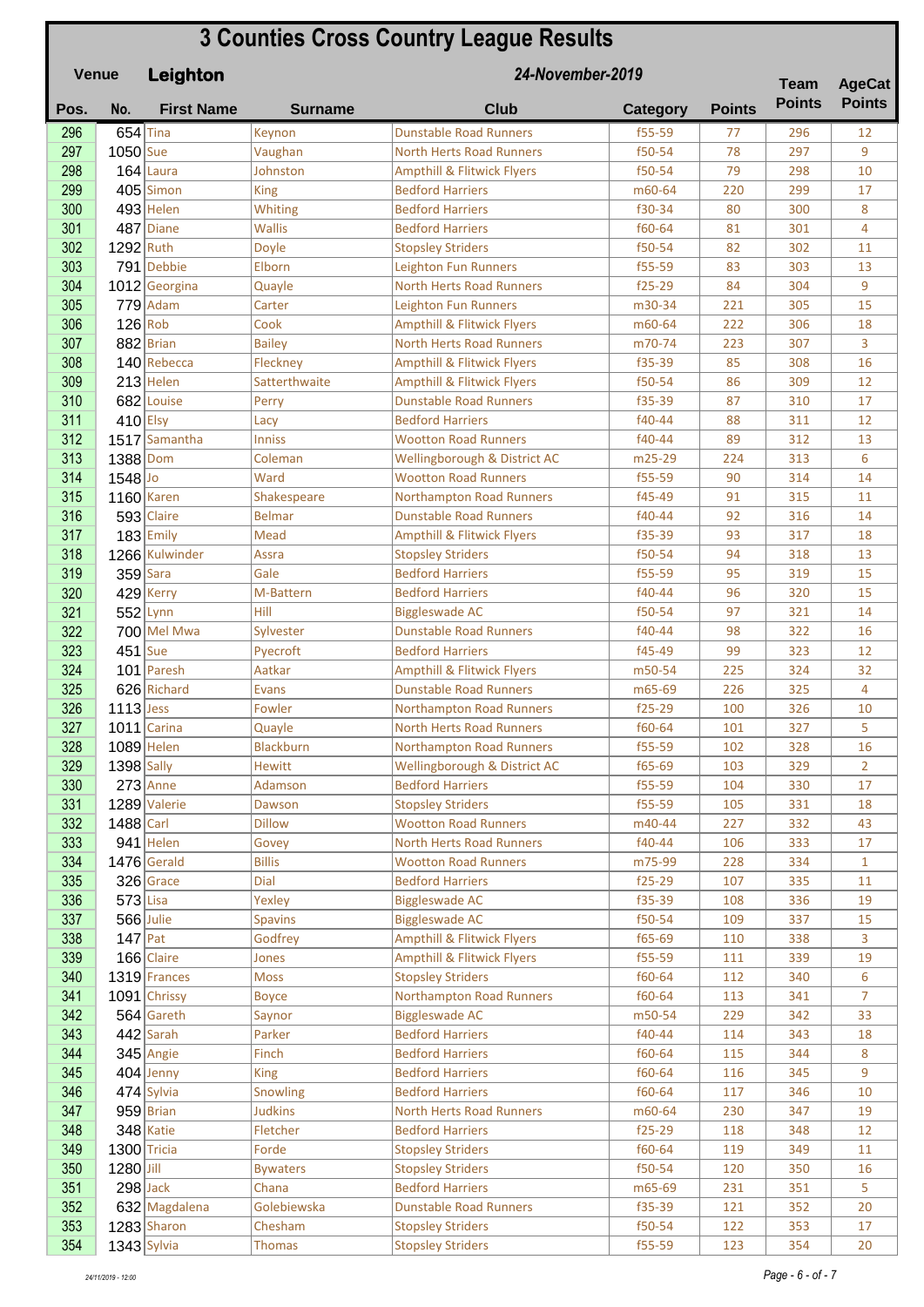# 3 Counties Cross Country League Results

**Venue** **Leighton** ***24-November-2019***

| Pos. | No. | First Name | Surname | Club | Category | Points | Team Points | AgeCat Points |
|---|---|---|---|---|---|---|---|---|
| 296 | 654 | Tina | Keynon | Dunstable Road Runners | f55-59 | 77 | 296 | 12 |
| 297 | 1050 | Sue | Vaughan | North Herts Road Runners | f50-54 | 78 | 297 | 9 |
| 298 | 164 | Laura | Johnston | Ampthill & Flitwick Flyers | f50-54 | 79 | 298 | 10 |
| 299 | 405 | Simon | King | Bedford Harriers | m60-64 | 220 | 299 | 17 |
| 300 | 493 | Helen | Whiting | Bedford Harriers | f30-34 | 80 | 300 | 8 |
| 301 | 487 | Diane | Wallis | Bedford Harriers | f60-64 | 81 | 301 | 4 |
| 302 | 1292 | Ruth | Doyle | Stopsley Striders | f50-54 | 82 | 302 | 11 |
| 303 | 791 | Debbie | Elborn | Leighton Fun Runners | f55-59 | 83 | 303 | 13 |
| 304 | 1012 | Georgina | Quayle | North Herts Road Runners | f25-29 | 84 | 304 | 9 |
| 305 | 779 | Adam | Carter | Leighton Fun Runners | m30-34 | 221 | 305 | 15 |
| 306 | 126 | Rob | Cook | Ampthill & Flitwick Flyers | m60-64 | 222 | 306 | 18 |
| 307 | 882 | Brian | Bailey | North Herts Road Runners | m70-74 | 223 | 307 | 3 |
| 308 | 140 | Rebecca | Fleckney | Ampthill & Flitwick Flyers | f35-39 | 85 | 308 | 16 |
| 309 | 213 | Helen | Satterthwaite | Ampthill & Flitwick Flyers | f50-54 | 86 | 309 | 12 |
| 310 | 682 | Louise | Perry | Dunstable Road Runners | f35-39 | 87 | 310 | 17 |
| 311 | 410 | Elsy | Lacy | Bedford Harriers | f40-44 | 88 | 311 | 12 |
| 312 | 1517 | Samantha | Inniss | Wootton Road Runners | f40-44 | 89 | 312 | 13 |
| 313 | 1388 | Dom | Coleman | Wellingborough & District AC | m25-29 | 224 | 313 | 6 |
| 314 | 1548 | Jo | Ward | Wootton Road Runners | f55-59 | 90 | 314 | 14 |
| 315 | 1160 | Karen | Shakespeare | Northampton Road Runners | f45-49 | 91 | 315 | 11 |
| 316 | 593 | Claire | Belmar | Dunstable Road Runners | f40-44 | 92 | 316 | 14 |
| 317 | 183 | Emily | Mead | Ampthill & Flitwick Flyers | f35-39 | 93 | 317 | 18 |
| 318 | 1266 | Kulwinder | Assra | Stopsley Striders | f50-54 | 94 | 318 | 13 |
| 319 | 359 | Sara | Gale | Bedford Harriers | f55-59 | 95 | 319 | 15 |
| 320 | 429 | Kerry | M-Battern | Bedford Harriers | f40-44 | 96 | 320 | 15 |
| 321 | 552 | Lynn | Hill | Biggleswade AC | f50-54 | 97 | 321 | 14 |
| 322 | 700 | Mel Mwa | Sylvester | Dunstable Road Runners | f40-44 | 98 | 322 | 16 |
| 323 | 451 | Sue | Pycecroft | Bedford Harriers | f45-49 | 99 | 323 | 12 |
| 324 | 101 | Paresh | Aatkar | Ampthill & Flitwick Flyers | m50-54 | 225 | 324 | 32 |
| 325 | 626 | Richard | Evans | Dunstable Road Runners | m65-69 | 226 | 325 | 4 |
| 326 | 1113 | Jess | Fowler | Northampton Road Runners | f25-29 | 100 | 326 | 10 |
| 327 | 1011 | Carina | Quayle | North Herts Road Runners | f60-64 | 101 | 327 | 5 |
| 328 | 1089 | Helen | Blackburn | Northampton Road Runners | f55-59 | 102 | 328 | 16 |
| 329 | 1398 | Sally | Hewitt | Wellingborough & District AC | f65-69 | 103 | 329 | 2 |
| 330 | 273 | Anne | Adamson | Bedford Harriers | f55-59 | 104 | 330 | 17 |
| 331 | 1289 | Valerie | Dawson | Stopsley Striders | f55-59 | 105 | 331 | 18 |
| 332 | 1488 | Carl | Dillow | Wootton Road Runners | m40-44 | 227 | 332 | 43 |
| 333 | 941 | Helen | Govey | North Herts Road Runners | f40-44 | 106 | 333 | 17 |
| 334 | 1476 | Gerald | Billis | Wootton Road Runners | m75-99 | 228 | 334 | 1 |
| 335 | 326 | Grace | Dial | Bedford Harriers | f25-29 | 107 | 335 | 11 |
| 336 | 573 | Lisa | Yexley | Biggleswade AC | f35-39 | 108 | 336 | 19 |
| 337 | 566 | Julie | Spavins | Biggleswade AC | f50-54 | 109 | 337 | 15 |
| 338 | 147 | Pat | Godfrey | Ampthill & Flitwick Flyers | f65-69 | 110 | 338 | 3 |
| 339 | 166 | Claire | Jones | Ampthill & Flitwick Flyers | f55-59 | 111 | 339 | 19 |
| 340 | 1319 | Frances | Moss | Stopsley Striders | f60-64 | 112 | 340 | 6 |
| 341 | 1091 | Chrissy | Boyce | Northampton Road Runners | f60-64 | 113 | 341 | 7 |
| 342 | 564 | Gareth | Saynor | Biggleswade AC | m50-54 | 229 | 342 | 33 |
| 343 | 442 | Sarah | Parker | Bedford Harriers | f40-44 | 114 | 343 | 18 |
| 344 | 345 | Angie | Finch | Bedford Harriers | f60-64 | 115 | 344 | 8 |
| 345 | 404 | Jenny | King | Bedford Harriers | f60-64 | 116 | 345 | 9 |
| 346 | 474 | Sylvia | Snowling | Bedford Harriers | f60-64 | 117 | 346 | 10 |
| 347 | 959 | Brian | Judkins | North Herts Road Runners | m60-64 | 230 | 347 | 19 |
| 348 | 348 | Katie | Fletcher | Bedford Harriers | f25-29 | 118 | 348 | 12 |
| 349 | 1300 | Tricia | Forde | Stopsley Striders | f60-64 | 119 | 349 | 11 |
| 350 | 1280 | Jill | Bywaters | Stopsley Striders | f50-54 | 120 | 350 | 16 |
| 351 | 298 | Jack | Chana | Bedford Harriers | m65-69 | 231 | 351 | 5 |
| 352 | 632 | Magdalena | Golebiewska | Dunstable Road Runners | f35-39 | 121 | 352 | 20 |
| 353 | 1283 | Sharon | Chesham | Stopsley Striders | f50-54 | 122 | 353 | 17 |
| 354 | 1343 | Sylvia | Thomas | Stopsley Striders | f55-59 | 123 | 354 | 20 |

24/11/2019 - 12:00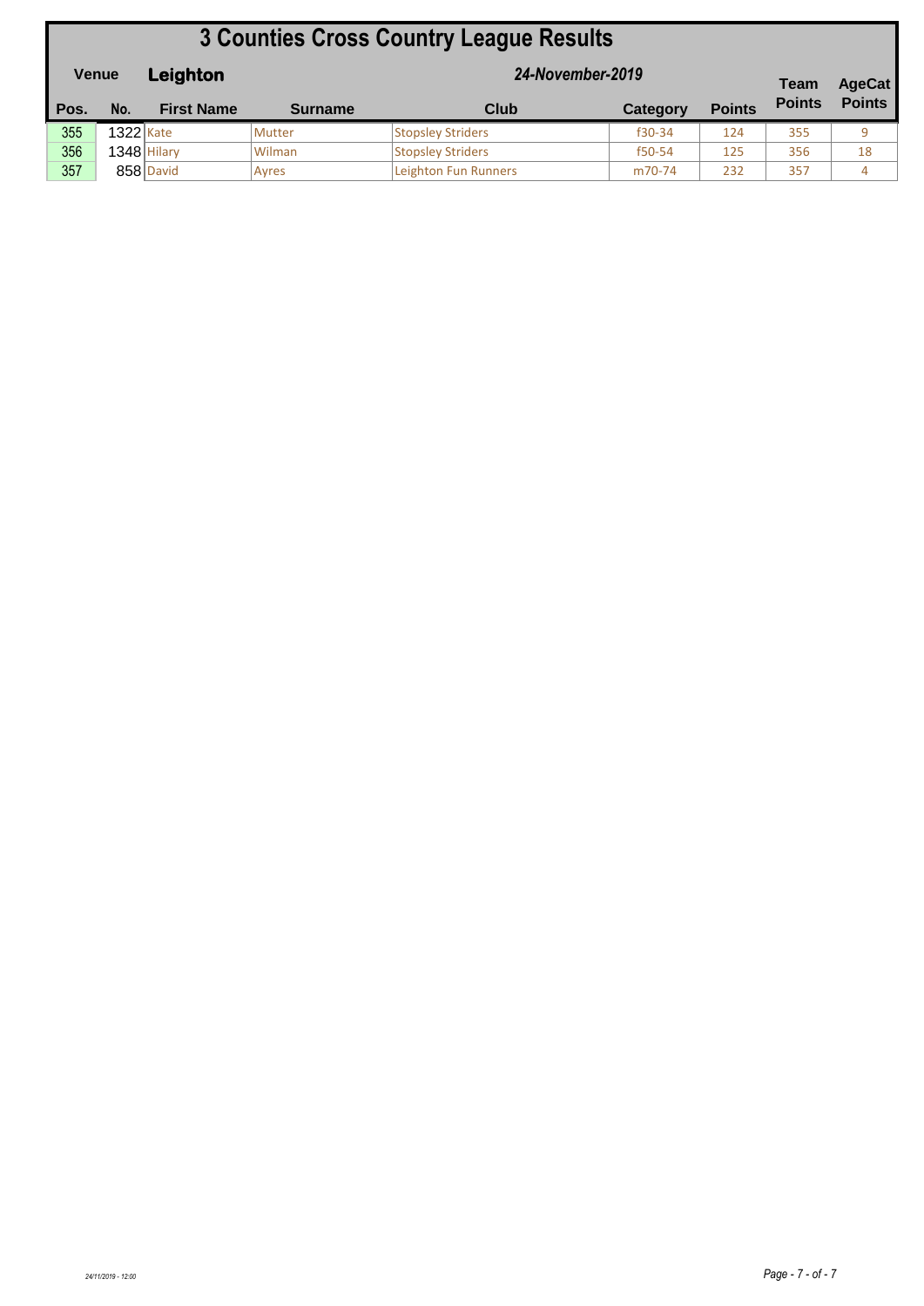# 3 Counties Cross Country League Results

**Venue** **Leighton** ***24-November-2019***

| Pos. | No. | First Name | Surname | Club | Category | Points | Team Points | AgeCat Points |
|---|---|---|---|---|---|---|---|---|
| 355 | 1322 | Kate | Mutter | Stopsley Striders | f30-34 | 124 | 355 | 9 |
| 356 | 1348 | Hilary | Wilman | Stopsley Striders | f50-54 | 125 | 356 | 18 |
| 357 | 858 | David | Ayres | Leighton Fun Runners | m70-74 | 232 | 357 | 4 |

*24/11/2019 - 12:00*